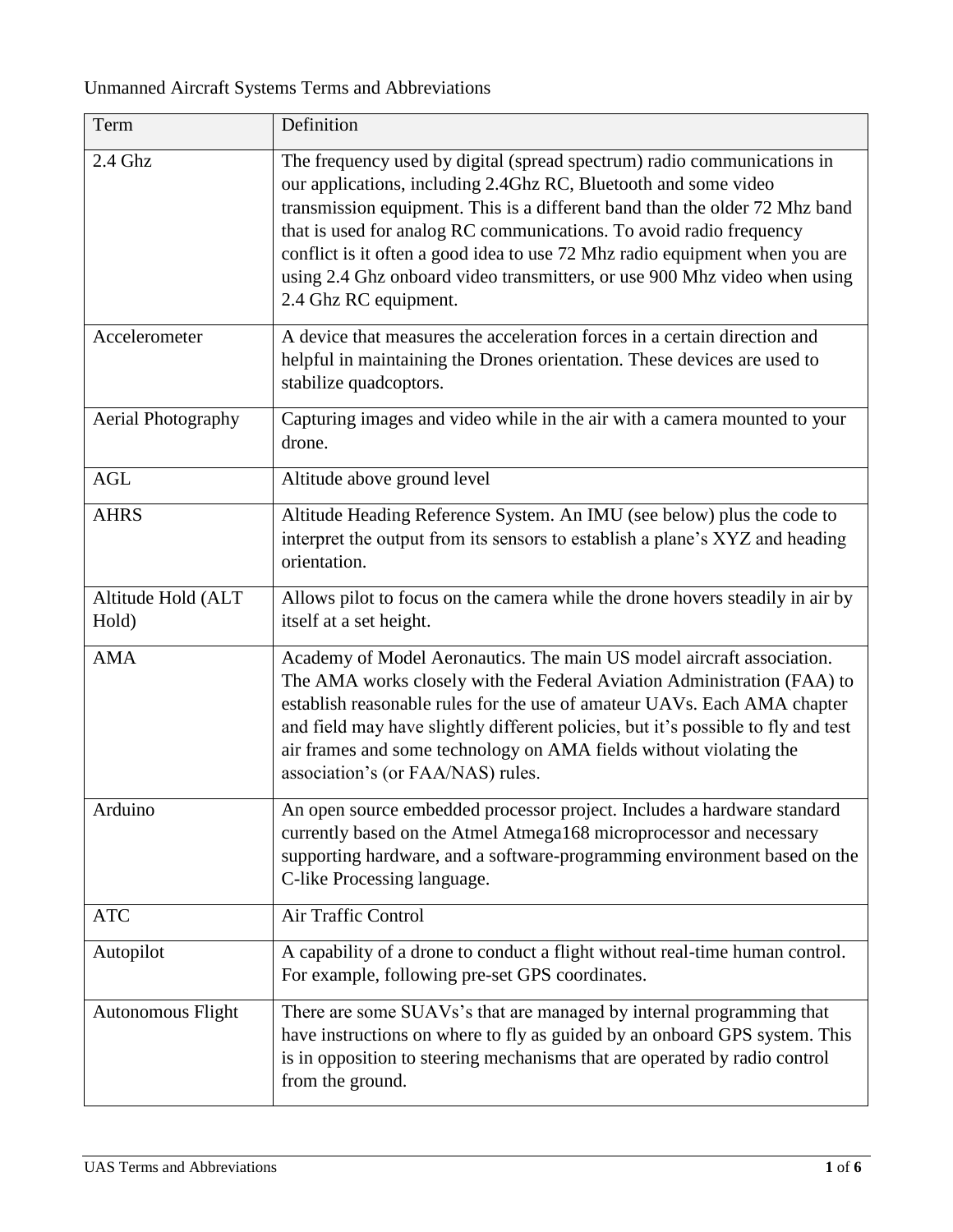Unmanned Aircraft Systems Terms and Abbreviations

| Term | Definition |
|---|---|
| 2.4 Ghz | The frequency used by digital (spread spectrum) radio communications in our applications, including 2.4Ghz RC, Bluetooth and some video transmission equipment. This is a different band than the older 72 Mhz band that is used for analog RC communications. To avoid radio frequency conflict is it often a good idea to use 72 Mhz radio equipment when you are using 2.4 Ghz onboard video transmitters, or use 900 Mhz video when using 2.4 Ghz RC equipment. |
| Accelerometer | A device that measures the acceleration forces in a certain direction and helpful in maintaining the Drones orientation. These devices are used to stabilize quadcoptors. |
| Aerial Photography | Capturing images and video while in the air with a camera mounted to your drone. |
| AGL | Altitude above ground level |
| AHRS | Altitude Heading Reference System. An IMU (see below) plus the code to interpret the output from its sensors to establish a plane's XYZ and heading orientation. |
| Altitude Hold (ALT Hold) | Allows pilot to focus on the camera while the drone hovers steadily in air by itself at a set height. |
| AMA | Academy of Model Aeronautics. The main US model aircraft association. The AMA works closely with the Federal Aviation Administration (FAA) to establish reasonable rules for the use of amateur UAVs. Each AMA chapter and field may have slightly different policies, but it's possible to fly and test air frames and some technology on AMA fields without violating the association's (or FAA/NAS) rules. |
| Arduino | An open source embedded processor project. Includes a hardware standard currently based on the Atmel Atmega168 microprocessor and necessary supporting hardware, and a software-programming environment based on the C-like Processing language. |
| ATC | Air Traffic Control |
| Autopilot | A capability of a drone to conduct a flight without real-time human control. For example, following pre-set GPS coordinates. |
| Autonomous Flight | There are some SUAVs's that are managed by internal programming that have instructions on where to fly as guided by an onboard GPS system. This is in opposition to steering mechanisms that are operated by radio control from the ground. |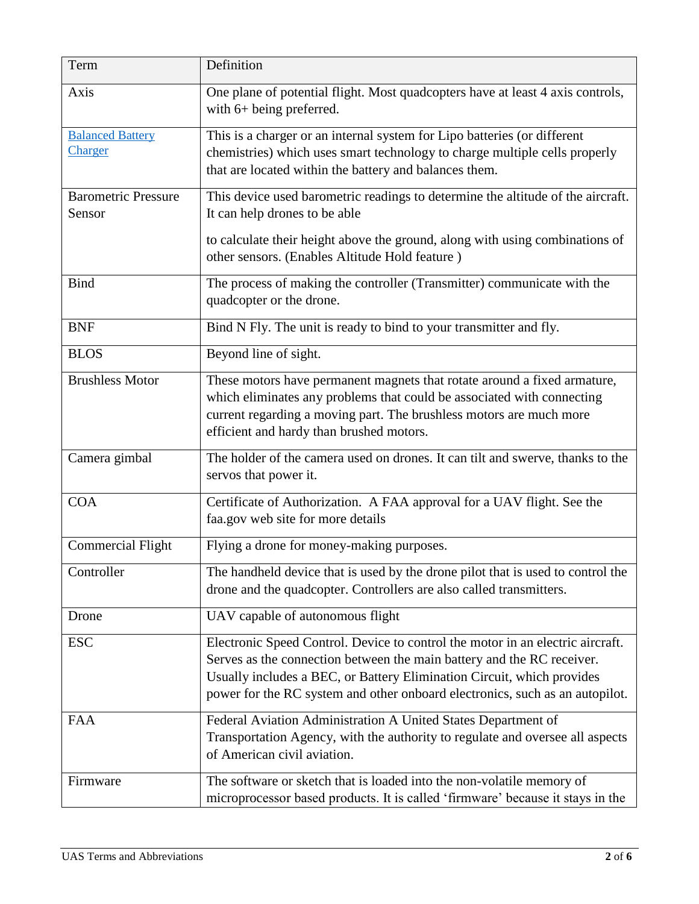| Term | Definition |
| --- | --- |
| Axis | One plane of potential flight. Most quadcopters have at least 4 axis controls, with 6+ being preferred. |
| Balanced Battery Charger | This is a charger or an internal system for Lipo batteries (or different chemistries) which uses smart technology to charge multiple cells properly that are located within the battery and balances them. |
| Barometric Pressure Sensor | This device used barometric readings to determine the altitude of the aircraft. It can help drones to be able to calculate their height above the ground, along with using combinations of other sensors. (Enables Altitude Hold feature ) |
| Bind | The process of making the controller (Transmitter) communicate with the quadcopter or the drone. |
| BNF | Bind N Fly. The unit is ready to bind to your transmitter and fly. |
| BLOS | Beyond line of sight. |
| Brushless Motor | These motors have permanent magnets that rotate around a fixed armature, which eliminates any problems that could be associated with connecting current regarding a moving part. The brushless motors are much more efficient and hardy than brushed motors. |
| Camera gimbal | The holder of the camera used on drones. It can tilt and swerve, thanks to the servos that power it. |
| COA | Certificate of Authorization. A FAA approval for a UAV flight. See the faa.gov web site for more details |
| Commercial Flight | Flying a drone for money-making purposes. |
| Controller | The handheld device that is used by the drone pilot that is used to control the drone and the quadcopter. Controllers are also called transmitters. |
| Drone | UAV capable of autonomous flight |
| ESC | Electronic Speed Control. Device to control the motor in an electric aircraft. Serves as the connection between the main battery and the RC receiver. Usually includes a BEC, or Battery Elimination Circuit, which provides power for the RC system and other onboard electronics, such as an autopilot. |
| FAA | Federal Aviation Administration A United States Department of Transportation Agency, with the authority to regulate and oversee all aspects of American civil aviation. |
| Firmware | The software or sketch that is loaded into the non-volatile memory of microprocessor based products. It is called 'firmware' because it stays in the |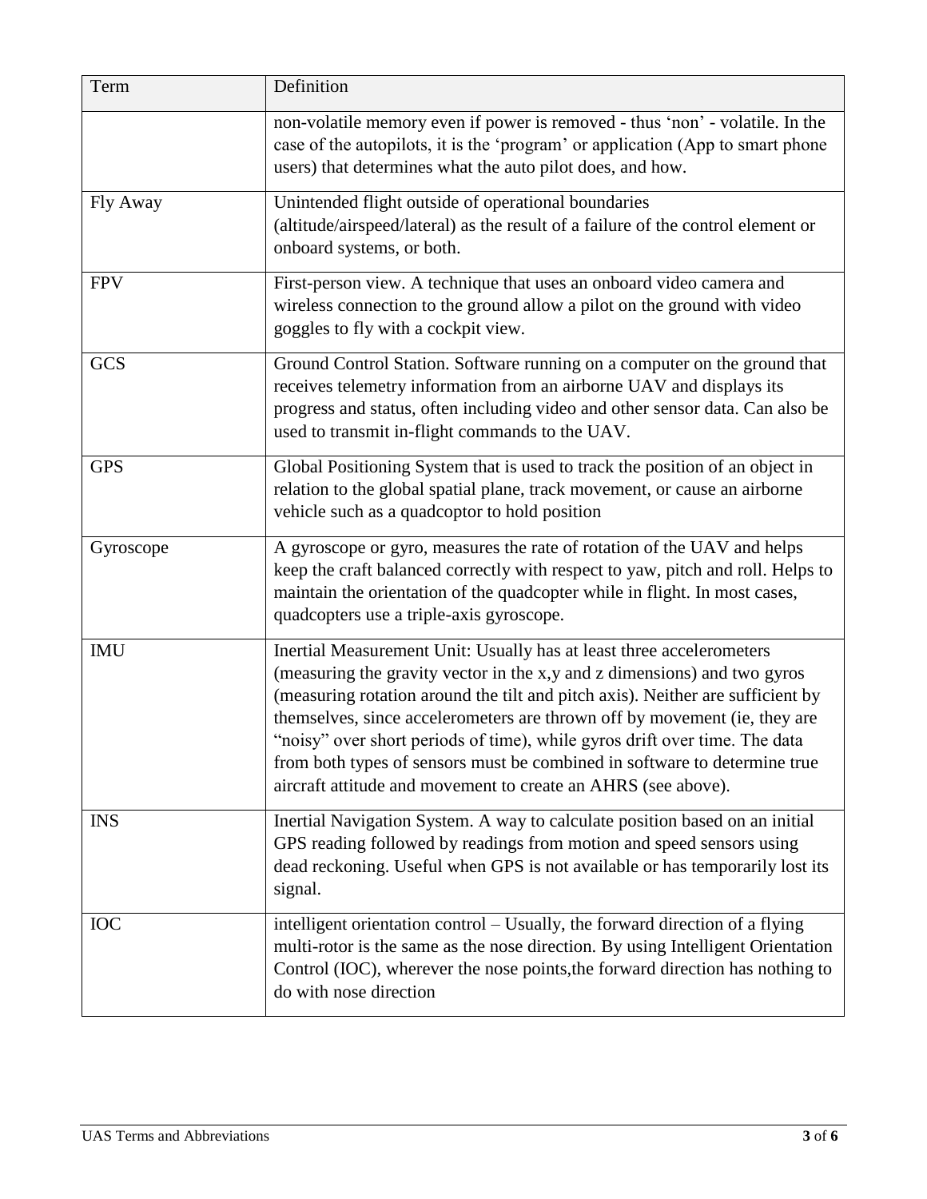| Term | Definition |
| --- | --- |
| | non-volatile memory even if power is removed - thus 'non' - volatile. In the case of the autopilots, it is the 'program' or application (App to smart phone users) that determines what the auto pilot does, and how. |
| Fly Away | Unintended flight outside of operational boundaries (altitude/airspeed/lateral) as the result of a failure of the control element or onboard systems, or both. |
| FPV | First-person view. A technique that uses an onboard video camera and wireless connection to the ground allow a pilot on the ground with video goggles to fly with a cockpit view. |
| GCS | Ground Control Station. Software running on a computer on the ground that receives telemetry information from an airborne UAV and displays its progress and status, often including video and other sensor data. Can also be used to transmit in-flight commands to the UAV. |
| GPS | Global Positioning System that is used to track the position of an object in relation to the global spatial plane, track movement, or cause an airborne vehicle such as a quadcoptor to hold position |
| Gyroscope | A gyroscope or gyro, measures the rate of rotation of the UAV and helps keep the craft balanced correctly with respect to yaw, pitch and roll. Helps to maintain the orientation of the quadcopter while in flight. In most cases, quadcopters use a triple-axis gyroscope. |
| IMU | Inertial Measurement Unit: Usually has at least three accelerometers (measuring the gravity vector in the x,y and z dimensions) and two gyros (measuring rotation around the tilt and pitch axis). Neither are sufficient by themselves, since accelerometers are thrown off by movement (ie, they are "noisy" over short periods of time), while gyros drift over time. The data from both types of sensors must be combined in software to determine true aircraft attitude and movement to create an AHRS (see above). |
| INS | Inertial Navigation System. A way to calculate position based on an initial GPS reading followed by readings from motion and speed sensors using dead reckoning. Useful when GPS is not available or has temporarily lost its signal. |
| IOC | intelligent orientation control – Usually, the forward direction of a flying multi-rotor is the same as the nose direction. By using Intelligent Orientation Control (IOC), wherever the nose points,the forward direction has nothing to do with nose direction |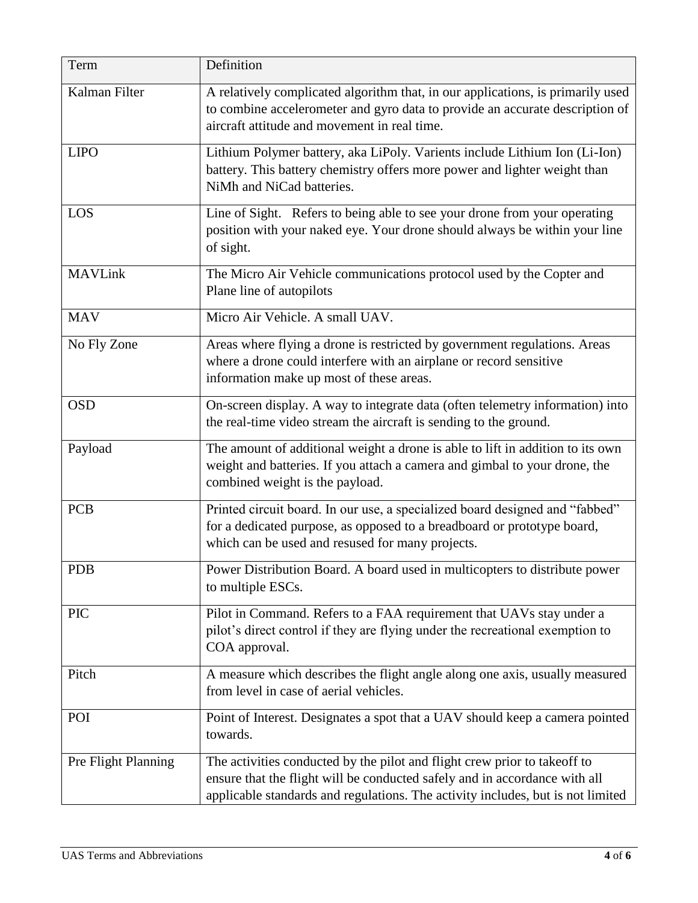| Term | Definition |
| --- | --- |
| Kalman Filter | A relatively complicated algorithm that, in our applications, is primarily used to combine accelerometer and gyro data to provide an accurate description of aircraft attitude and movement in real time. |
| LIPO | Lithium Polymer battery, aka LiPoly. Varients include Lithium Ion (Li-Ion) battery. This battery chemistry offers more power and lighter weight than NiMh and NiCad batteries. |
| LOS | Line of Sight. Refers to being able to see your drone from your operating position with your naked eye. Your drone should always be within your line of sight. |
| MAVLink | The Micro Air Vehicle communications protocol used by the Copter and Plane line of autopilots |
| MAV | Micro Air Vehicle. A small UAV. |
| No Fly Zone | Areas where flying a drone is restricted by government regulations. Areas where a drone could interfere with an airplane or record sensitive information make up most of these areas. |
| OSD | On-screen display. A way to integrate data (often telemetry information) into the real-time video stream the aircraft is sending to the ground. |
| Payload | The amount of additional weight a drone is able to lift in addition to its own weight and batteries. If you attach a camera and gimbal to your drone, the combined weight is the payload. |
| PCB | Printed circuit board. In our use, a specialized board designed and "fabbed" for a dedicated purpose, as opposed to a breadboard or prototype board, which can be used and resused for many projects. |
| PDB | Power Distribution Board. A board used in multicopters to distribute power to multiple ESCs. |
| PIC | Pilot in Command. Refers to a FAA requirement that UAVs stay under a pilot's direct control if they are flying under the recreational exemption to COA approval. |
| Pitch | A measure which describes the flight angle along one axis, usually measured from level in case of aerial vehicles. |
| POI | Point of Interest. Designates a spot that a UAV should keep a camera pointed towards. |
| Pre Flight Planning | The activities conducted by the pilot and flight crew prior to takeoff to ensure that the flight will be conducted safely and in accordance with all applicable standards and regulations. The activity includes, but is not limited |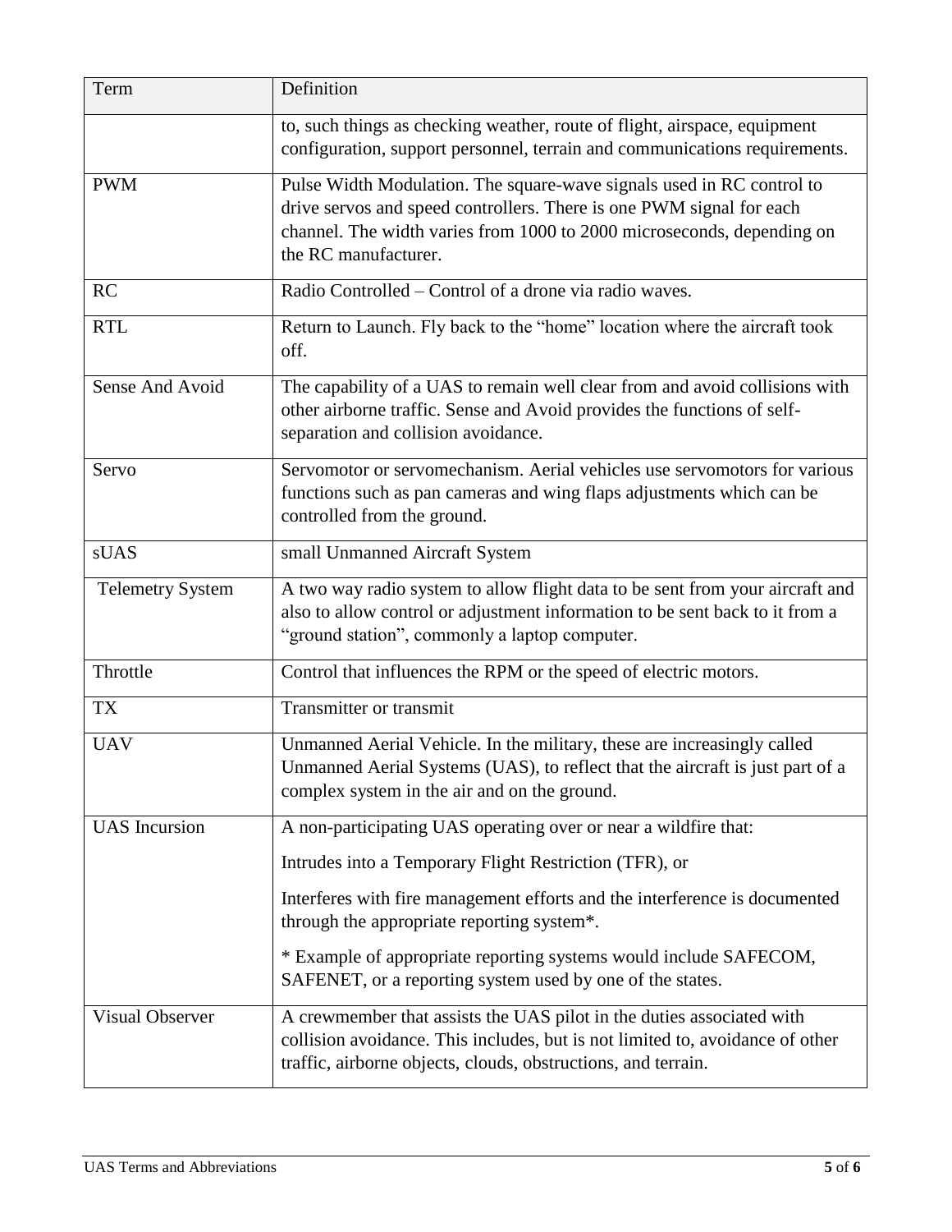| Term | Definition |
|---|---|
| | to, such things as checking weather, route of flight, airspace, equipment configuration, support personnel, terrain and communications requirements. |
| PWM | Pulse Width Modulation. The square-wave signals used in RC control to drive servos and speed controllers. There is one PWM signal for each channel. The width varies from 1000 to 2000 microseconds, depending on the RC manufacturer. |
| RC | Radio Controlled – Control of a drone via radio waves. |
| RTL | Return to Launch. Fly back to the "home" location where the aircraft took off. |
| Sense And Avoid | The capability of a UAS to remain well clear from and avoid collisions with other airborne traffic. Sense and Avoid provides the functions of self-separation and collision avoidance. |
| Servo | Servomotor or servomechanism. Aerial vehicles use servomotors for various functions such as pan cameras and wing flaps adjustments which can be controlled from the ground. |
| sUAS | small Unmanned Aircraft System |
| Telemetry System | A two way radio system to allow flight data to be sent from your aircraft and also to allow control or adjustment information to be sent back to it from a "ground station", commonly a laptop computer. |
| Throttle | Control that influences the RPM or the speed of electric motors. |
| TX | Transmitter or transmit |
| UAV | Unmanned Aerial Vehicle. In the military, these are increasingly called Unmanned Aerial Systems (UAS), to reflect that the aircraft is just part of a complex system in the air and on the ground. |
| UAS Incursion | A non-participating UAS operating over or near a wildfire that:<br><br>Intrudes into a Temporary Flight Restriction (TFR), or<br><br>Interferes with fire management efforts and the interference is documented through the appropriate reporting system*.<br><br>* Example of appropriate reporting systems would include SAFECOM, SAFENET, or a reporting system used by one of the states. |
| Visual Observer | A crewmember that assists the UAS pilot in the duties associated with collision avoidance. This includes, but is not limited to, avoidance of other traffic, airborne objects, clouds, obstructions, and terrain. |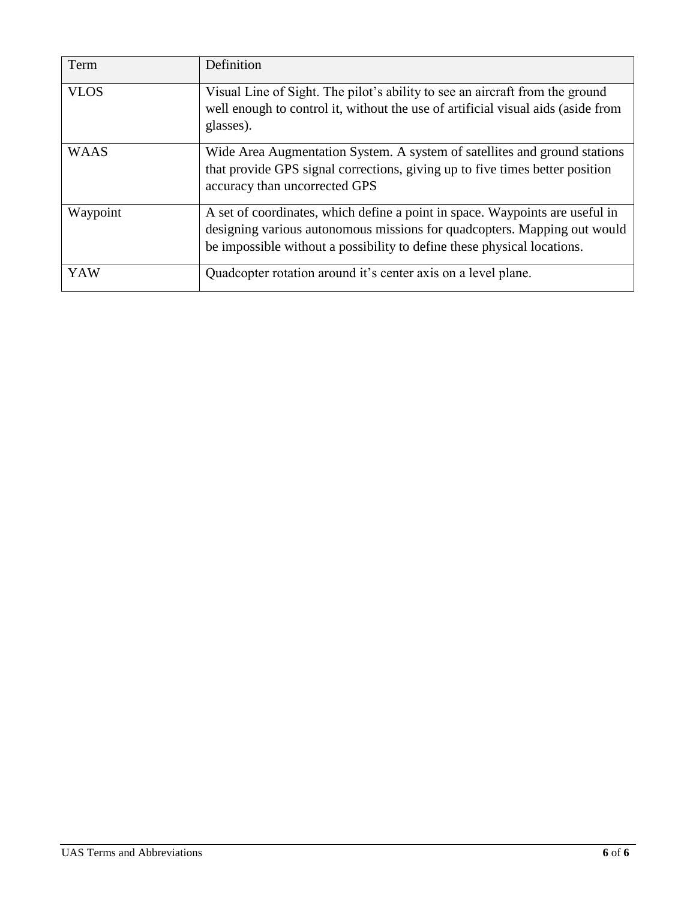| Term | Definition |
|---|---|
| VLOS | Visual Line of Sight. The pilot's ability to see an aircraft from the ground well enough to control it, without the use of artificial visual aids (aside from glasses). |
| WAAS | Wide Area Augmentation System. A system of satellites and ground stations that provide GPS signal corrections, giving up to five times better position accuracy than uncorrected GPS |
| Waypoint | A set of coordinates, which define a point in space. Waypoints are useful in designing various autonomous missions for quadcopters. Mapping out would be impossible without a possibility to define these physical locations. |
| YAW | Quadcopter rotation around it's center axis on a level plane. |